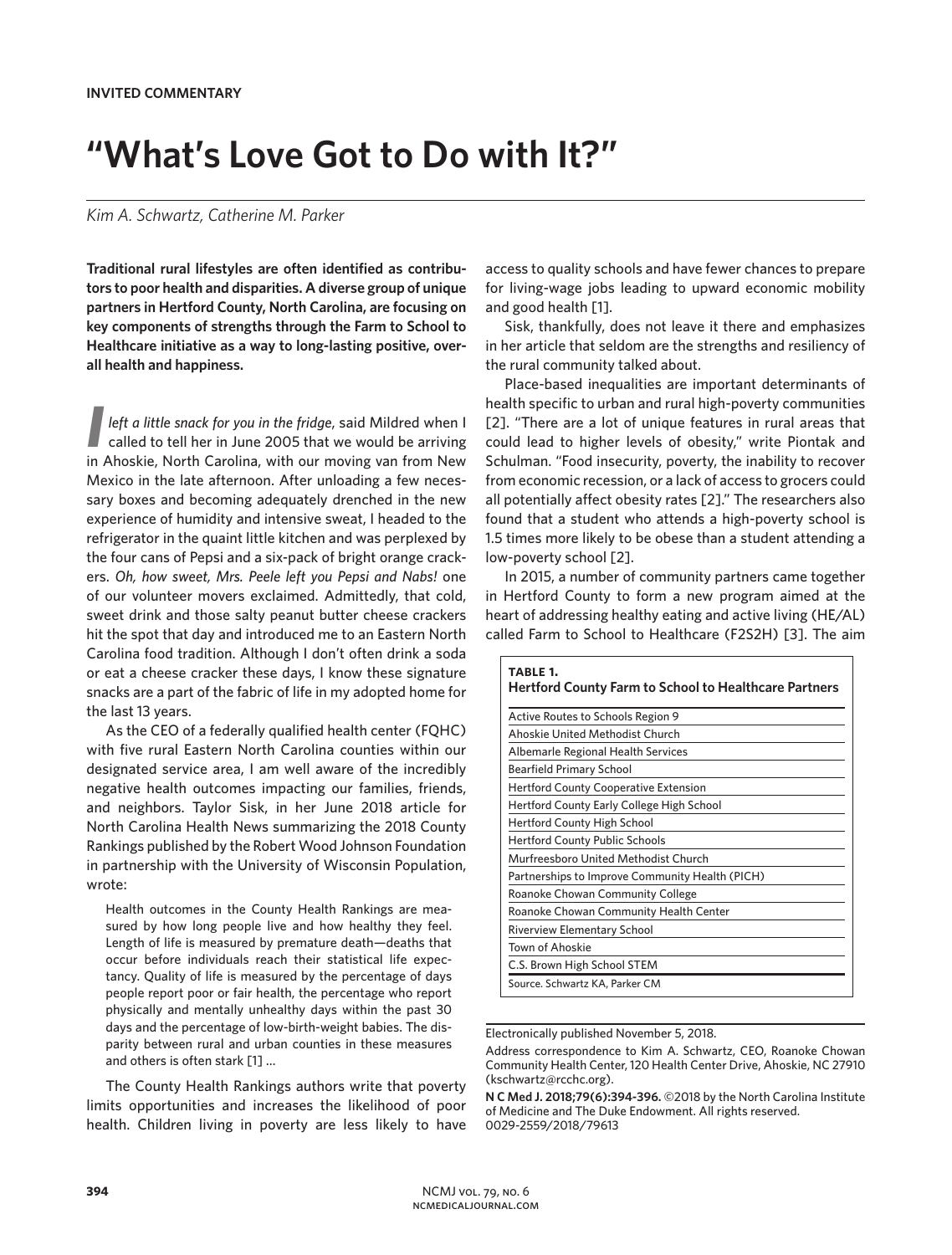**INVITED COMMENTARY**

# "What's Love Got to Do with It?"

*Kim A. Schwartz, Catherine M. Parker*

**Traditional rural lifestyles are often identified as contributors to poor health and disparities. A diverse group of unique partners in Hertford County, North Carolina, are focusing on key components of strengths through the Farm to School to Healthcare initiative as a way to long-lasting positive, overall health and happiness.**

*I left a little snack for you in the fridge*, said Mildred when I called to tell her in June 2005 that we would be arriving in Ahoskie, North Carolina, with our moving van from New Mexico in the late afternoon. After unloading a few necessary boxes and becoming adequately drenched in the new experience of humidity and intensive sweat, I headed to the refrigerator in the quaint little kitchen and was perplexed by the four cans of Pepsi and a six-pack of bright orange crackers. *Oh, how sweet, Mrs. Peele left you Pepsi and Nabs!* one of our volunteer movers exclaimed. Admittedly, that cold, sweet drink and those salty peanut butter cheese crackers hit the spot that day and introduced me to an Eastern North Carolina food tradition. Although I don't often drink a soda or eat a cheese cracker these days, I know these signature snacks are a part of the fabric of life in my adopted home for the last 13 years.

As the CEO of a federally qualified health center (FQHC) with five rural Eastern North Carolina counties within our designated service area, I am well aware of the incredibly negative health outcomes impacting our families, friends, and neighbors. Taylor Sisk, in her June 2018 article for North Carolina Health News summarizing the 2018 County Rankings published by the Robert Wood Johnson Foundation in partnership with the University of Wisconsin Population, wrote:

> Health outcomes in the County Health Rankings are measured by how long people live and how healthy they feel. Length of life is measured by premature death—deaths that occur before individuals reach their statistical life expectancy. Quality of life is measured by the percentage of days people report poor or fair health, the percentage who report physically and mentally unhealthy days within the past 30 days and the percentage of low-birth-weight babies. The disparity between rural and urban counties in these measures and others is often stark [1] ...

The County Health Rankings authors write that poverty limits opportunities and increases the likelihood of poor health. Children living in poverty are less likely to have access to quality schools and have fewer chances to prepare for living-wage jobs leading to upward economic mobility and good health [1].

Sisk, thankfully, does not leave it there and emphasizes in her article that seldom are the strengths and resiliency of the rural community talked about.

Place-based inequalities are important determinants of health specific to urban and rural high-poverty communities [2]. "There are a lot of unique features in rural areas that could lead to higher levels of obesity," write Piontak and Schulman. "Food insecurity, poverty, the inability to recover from economic recession, or a lack of access to grocers could all potentially affect obesity rates [2]." The researchers also found that a student who attends a high-poverty school is 1.5 times more likely to be obese than a student attending a low-poverty school [2].

In 2015, a number of community partners came together in Hertford County to form a new program aimed at the heart of addressing healthy eating and active living (HE/AL) called Farm to School to Healthcare (F2S2H) [3]. The aim

**TABLE 1.**
**Hertford County Farm to School to Healthcare Partners**

| |
|---|
| Active Routes to Schools Region 9 |
| Ahoskie United Methodist Church |
| Albemarle Regional Health Services |
| Bearfield Primary School |
| Hertford County Cooperative Extension |
| Hertford County Early College High School |
| Hertford County High School |
| Hertford County Public Schools |
| Murfreesboro United Methodist Church |
| Partnerships to Improve Community Health (PICH) |
| Roanoke Chowan Community College |
| Roanoke Chowan Community Health Center |
| Riverview Elementary School |
| Town of Ahoskie |
| C.S. Brown High School STEM |

Source. Schwartz KA, Parker CM

Electronically published November 5, 2018.

Address correspondence to Kim A. Schwartz, CEO, Roanoke Chowan Community Health Center, 120 Health Center Drive, Ahoskie, NC 27910 (kschwartz@rcchc.org).

**N C Med J. 2018;79(6):394-396.** ©2018 by the North Carolina Institute of Medicine and The Duke Endowment. All rights reserved. 0029-2559/2018/79613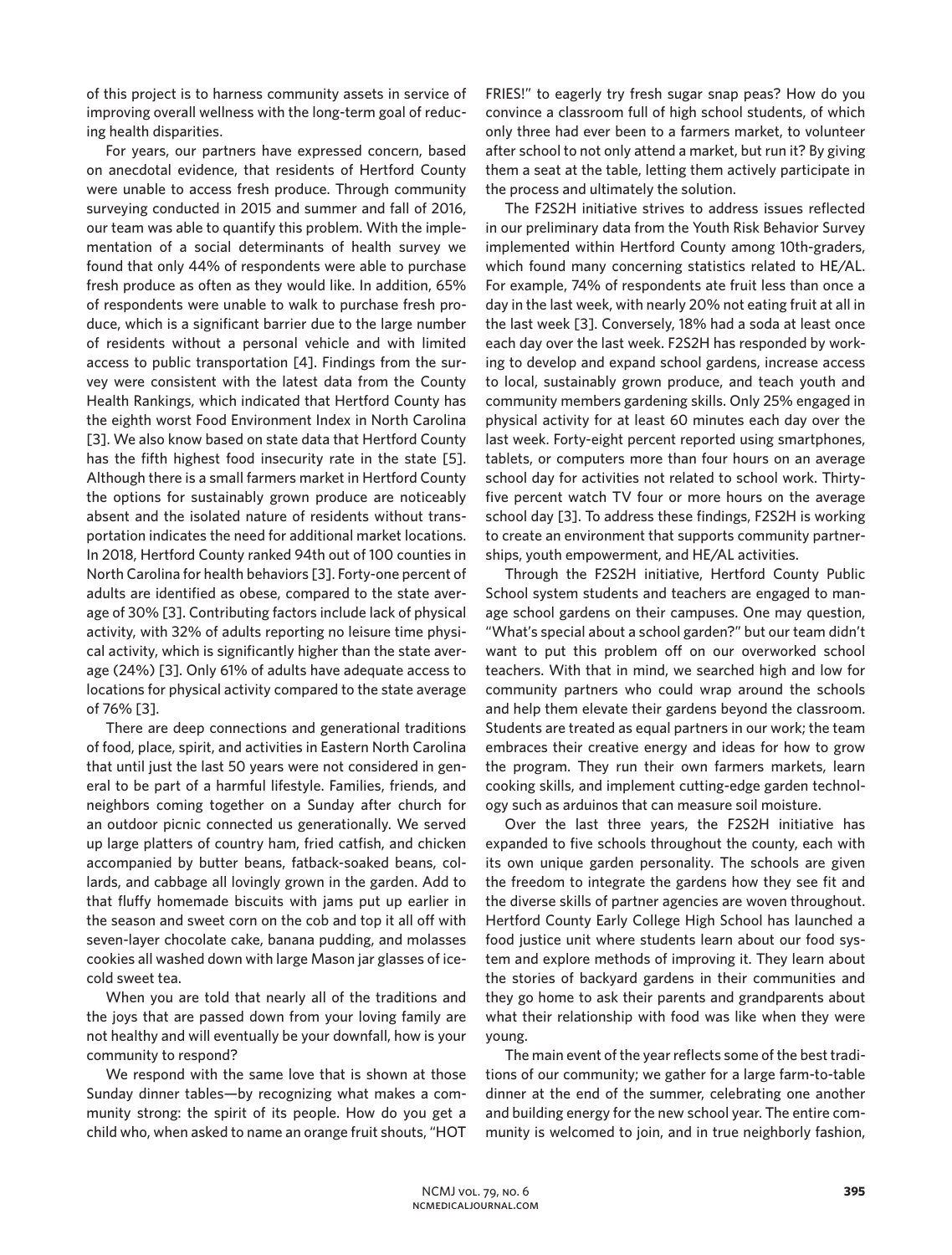of this project is to harness community assets in service of improving overall wellness with the long-term goal of reducing health disparities.

For years, our partners have expressed concern, based on anecdotal evidence, that residents of Hertford County were unable to access fresh produce. Through community surveying conducted in 2015 and summer and fall of 2016, our team was able to quantify this problem. With the implementation of a social determinants of health survey we found that only 44% of respondents were able to purchase fresh produce as often as they would like. In addition, 65% of respondents were unable to walk to purchase fresh produce, which is a significant barrier due to the large number of residents without a personal vehicle and with limited access to public transportation [4]. Findings from the survey were consistent with the latest data from the County Health Rankings, which indicated that Hertford County has the eighth worst Food Environment Index in North Carolina [3]. We also know based on state data that Hertford County has the fifth highest food insecurity rate in the state [5]. Although there is a small farmers market in Hertford County the options for sustainably grown produce are noticeably absent and the isolated nature of residents without transportation indicates the need for additional market locations. In 2018, Hertford County ranked 94th out of 100 counties in North Carolina for health behaviors [3]. Forty-one percent of adults are identified as obese, compared to the state average of 30% [3]. Contributing factors include lack of physical activity, with 32% of adults reporting no leisure time physical activity, which is significantly higher than the state average (24%) [3]. Only 61% of adults have adequate access to locations for physical activity compared to the state average of 76% [3].

There are deep connections and generational traditions of food, place, spirit, and activities in Eastern North Carolina that until just the last 50 years were not considered in general to be part of a harmful lifestyle. Families, friends, and neighbors coming together on a Sunday after church for an outdoor picnic connected us generationally. We served up large platters of country ham, fried catfish, and chicken accompanied by butter beans, fatback-soaked beans, collards, and cabbage all lovingly grown in the garden. Add to that fluffy homemade biscuits with jams put up earlier in the season and sweet corn on the cob and top it all off with seven-layer chocolate cake, banana pudding, and molasses cookies all washed down with large Mason jar glasses of ice-cold sweet tea.

When you are told that nearly all of the traditions and the joys that are passed down from your loving family are not healthy and will eventually be your downfall, how is your community to respond?

We respond with the same love that is shown at those Sunday dinner tables—by recognizing what makes a community strong: the spirit of its people. How do you get a child who, when asked to name an orange fruit shouts, "HOT FRIES!" to eagerly try fresh sugar snap peas? How do you convince a classroom full of high school students, of which only three had ever been to a farmers market, to volunteer after school to not only attend a market, but run it? By giving them a seat at the table, letting them actively participate in the process and ultimately the solution.

The F2S2H initiative strives to address issues reflected in our preliminary data from the Youth Risk Behavior Survey implemented within Hertford County among 10th-graders, which found many concerning statistics related to HE/AL. For example, 74% of respondents ate fruit less than once a day in the last week, with nearly 20% not eating fruit at all in the last week [3]. Conversely, 18% had a soda at least once each day over the last week. F2S2H has responded by working to develop and expand school gardens, increase access to local, sustainably grown produce, and teach youth and community members gardening skills. Only 25% engaged in physical activity for at least 60 minutes each day over the last week. Forty-eight percent reported using smartphones, tablets, or computers more than four hours on an average school day for activities not related to school work. Thirty-five percent watch TV four or more hours on the average school day [3]. To address these findings, F2S2H is working to create an environment that supports community partnerships, youth empowerment, and HE/AL activities.

Through the F2S2H initiative, Hertford County Public School system students and teachers are engaged to manage school gardens on their campuses. One may question, "What's special about a school garden?" but our team didn't want to put this problem off on our overworked school teachers. With that in mind, we searched high and low for community partners who could wrap around the schools and help them elevate their gardens beyond the classroom. Students are treated as equal partners in our work; the team embraces their creative energy and ideas for how to grow the program. They run their own farmers markets, learn cooking skills, and implement cutting-edge garden technology such as arduinos that can measure soil moisture.

Over the last three years, the F2S2H initiative has expanded to five schools throughout the county, each with its own unique garden personality. The schools are given the freedom to integrate the gardens how they see fit and the diverse skills of partner agencies are woven throughout. Hertford County Early College High School has launched a food justice unit where students learn about our food system and explore methods of improving it. They learn about the stories of backyard gardens in their communities and they go home to ask their parents and grandparents about what their relationship with food was like when they were young.

The main event of the year reflects some of the best traditions of our community; we gather for a large farm-to-table dinner at the end of the summer, celebrating one another and building energy for the new school year. The entire community is welcomed to join, and in true neighborly fashion,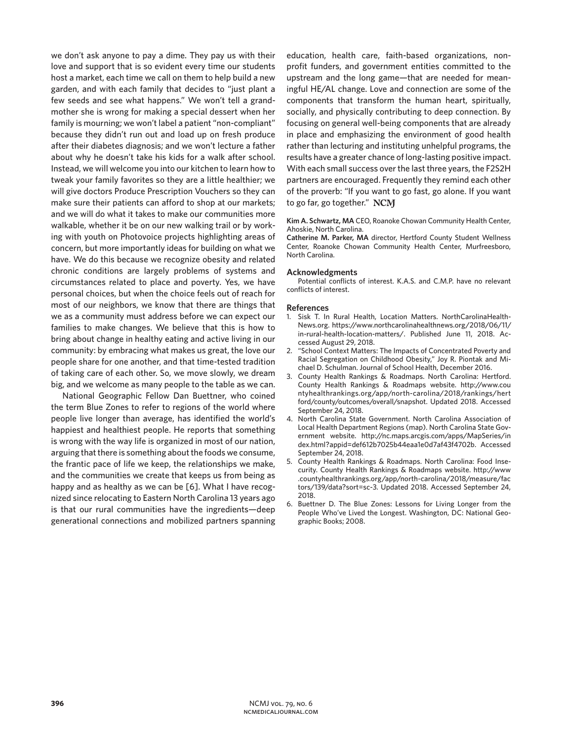we don't ask anyone to pay a dime. They pay us with their love and support that is so evident every time our students host a market, each time we call on them to help build a new garden, and with each family that decides to "just plant a few seeds and see what happens." We won't tell a grandmother she is wrong for making a special dessert when her family is mourning; we won't label a patient "non-compliant" because they didn't run out and load up on fresh produce after their diabetes diagnosis; and we won't lecture a father about why he doesn't take his kids for a walk after school. Instead, we will welcome you into our kitchen to learn how to tweak your family favorites so they are a little healthier; we will give doctors Produce Prescription Vouchers so they can make sure their patients can afford to shop at our markets; and we will do what it takes to make our communities more walkable, whether it be on our new walking trail or by working with youth on Photovoice projects highlighting areas of concern, but more importantly ideas for building on what we have. We do this because we recognize obesity and related chronic conditions are largely problems of systems and circumstances related to place and poverty. Yes, we have personal choices, but when the choice feels out of reach for most of our neighbors, we know that there are things that we as a community must address before we can expect our families to make changes. We believe that this is how to bring about change in healthy eating and active living in our community: by embracing what makes us great, the love our people share for one another, and that time-tested tradition of taking care of each other. So, we move slowly, we dream big, and we welcome as many people to the table as we can.

National Geographic Fellow Dan Buettner, who coined the term Blue Zones to refer to regions of the world where people live longer than average, has identified the world's happiest and healthiest people. He reports that something is wrong with the way life is organized in most of our nation, arguing that there is something about the foods we consume, the frantic pace of life we keep, the relationships we make, and the communities we create that keeps us from being as happy and as healthy as we can be [6]. What I have recognized since relocating to Eastern North Carolina 13 years ago is that our rural communities have the ingredients—deep generational connections and mobilized partners spanning education, health care, faith-based organizations, nonprofit funders, and government entities committed to the upstream and the long game—that are needed for meaningful HE/AL change. Love and connection are some of the components that transform the human heart, spiritually, socially, and physically contributing to deep connection. By focusing on general well-being components that are already in place and emphasizing the environment of good health rather than lecturing and instituting unhelpful programs, the results have a greater chance of long-lasting positive impact. With each small success over the last three years, the F2S2H partners are encouraged. Frequently they remind each other of the proverb: "If you want to go fast, go alone. If you want to go far, go together." **NCMJ**

**Kim A. Schwartz, MA** CEO, Roanoke Chowan Community Health Center, Ahoskie, North Carolina.

**Catherine M. Parker, MA** director, Hertford County Student Wellness Center, Roanoke Chowan Community Health Center, Murfreesboro, North Carolina.

### Acknowledgments

Potential conflicts of interest. K.A.S. and C.M.P. have no relevant conflicts of interest.

### References

1. Sisk T. In Rural Health, Location Matters. NorthCarolinaHealthNews.org. https://www.northcarolinahealthnews.org/2018/06/11/in-rural-health-location-matters/. Published June 11, 2018. Accessed August 29, 2018.
2. "School Context Matters: The Impacts of Concentrated Poverty and Racial Segregation on Childhood Obesity," Joy R. Piontak and Michael D. Schulman. Journal of School Health, December 2016.
3. County Health Rankings & Roadmaps. North Carolina: Hertford. County Health Rankings & Roadmaps website. http://www.countyhealthrankings.org/app/north-carolina/2018/rankings/hertford/county/outcomes/overall/snapshot. Updated 2018. Accessed September 24, 2018.
4. North Carolina State Government. North Carolina Association of Local Health Department Regions (map). North Carolina State Government website. http://nc.maps.arcgis.com/apps/MapSeries/index.html?appid=def612b7025b44eaa1e0d7af43f4702b. Accessed September 24, 2018.
5. County Health Rankings & Roadmaps. North Carolina: Food Insecurity. County Health Rankings & Roadmaps website. http://www.countyhealthrankings.org/app/north-carolina/2018/measure/factors/139/data?sort=sc-3. Updated 2018. Accessed September 24, 2018.
6. Buettner D. The Blue Zones: Lessons for Living Longer from the People Who've Lived the Longest. Washington, DC: National Geographic Books; 2008.